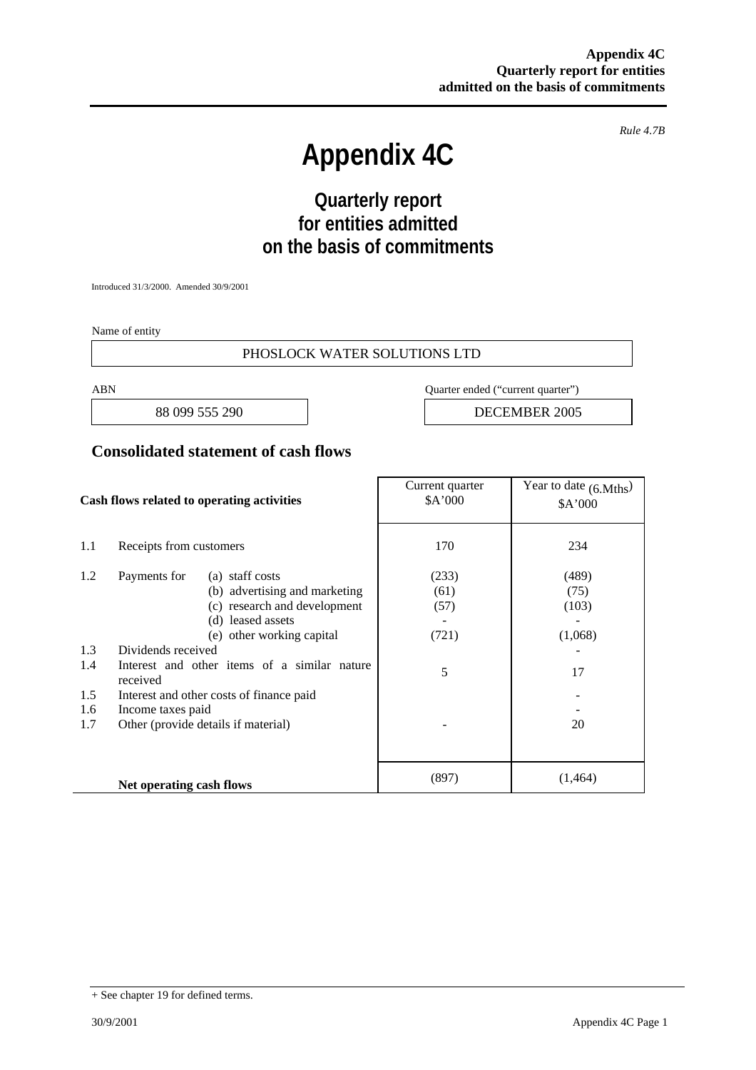*Rule 4.7B*

# Appendix 4C

## Quarterly report for entities admitted on the basis of commitments

Introduced 31/3/2000. Amended 30/9/2001

Name of entity

PHOSLOCK WATER SOLUTIONS LTD

| ABN | Quarter ended ("current quarter") |
|---|---|
| 88 099 555 290 | DECEMBER 2005 |

## Consolidated statement of cash flows

| | Cash flows related to operating activities | Current quarter $A'000 | Year to date (6.Mths) $A'000 |
|---|---|---|---|
| 1.1 | Receipts from customers | 170 | 234 |
| 1.2 | Payments for (a) staff costs | (233) | (489) |
| | (b) advertising and marketing | (61) | (75) |
| | (c) research and development | (57) | (103) |
| | (d) leased assets | - | - |
| | (e) other working capital | (721) | (1,068) |
| 1.3 | Dividends received | | - |
| 1.4 | Interest and other items of a similar nature received | 5 | 17 |
| 1.5 | Interest and other costs of finance paid | | - |
| 1.6 | Income taxes paid | | - |
| 1.7 | Other (provide details if material) | - | 20 |
| | **Net operating cash flows** | (897) | (1,464) |

+ See chapter 19 for defined terms.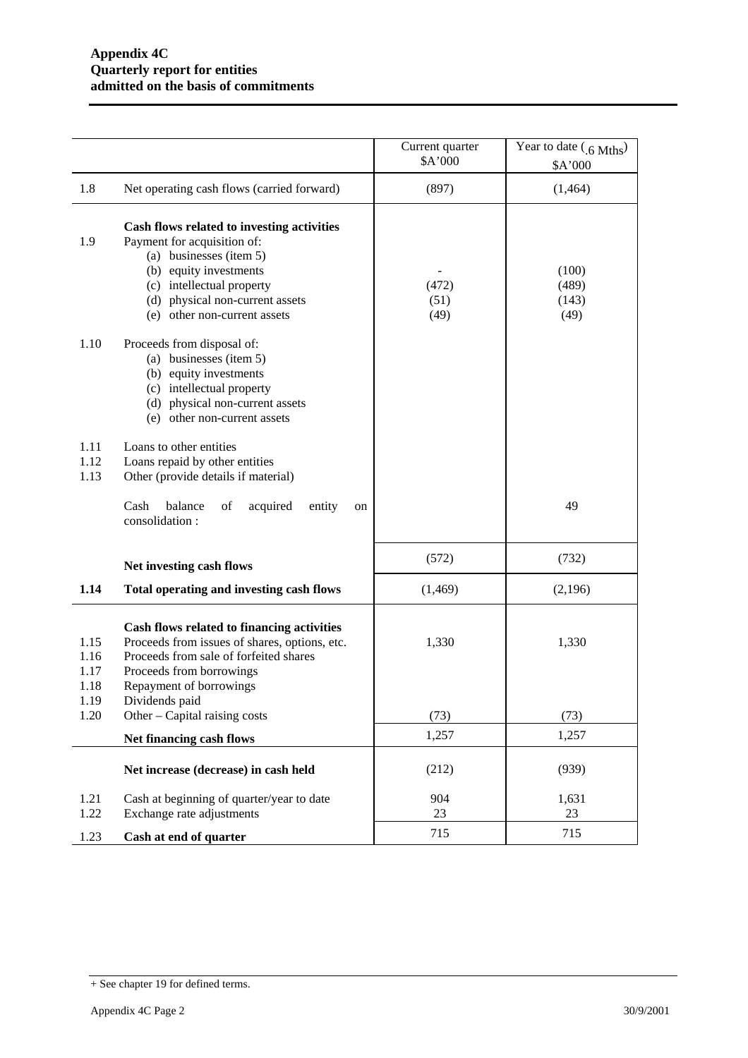**Appendix 4C**
**Quarterly report for entities admitted on the basis of commitments**

| | | Current quarter $A'000 | Year to date (.6 Mths) $A'000 |
|---|---|---|---|
| 1.8 | Net operating cash flows (carried forward) | (897) | (1,464) |
| | **Cash flows related to investing activities** | | |
| 1.9 | Payment for acquisition of: | | |
| | (a) businesses (item 5) | | |
| | (b) equity investments | - | (100) |
| | (c) intellectual property | (472) | (489) |
| | (d) physical non-current assets | (51) | (143) |
| | (e) other non-current assets | (49) | (49) |
| 1.10 | Proceeds from disposal of: | | |
| | (a) businesses (item 5) | | |
| | (b) equity investments | | |
| | (c) intellectual property | | |
| | (d) physical non-current assets | | |
| | (e) other non-current assets | | |
| 1.11 | Loans to other entities | | |
| 1.12 | Loans repaid by other entities | | |
| 1.13 | Other (provide details if material) | | |
| | Cash balance of acquired entity on consolidation : | | 49 |
| | **Net investing cash flows** | (572) | (732) |
| **1.14** | **Total operating and investing cash flows** | (1,469) | (2,196) |
| | **Cash flows related to financing activities** | | |
| 1.15 | Proceeds from issues of shares, options, etc. | 1,330 | 1,330 |
| 1.16 | Proceeds from sale of forfeited shares | | |
| 1.17 | Proceeds from borrowings | | |
| 1.18 | Repayment of borrowings | | |
| 1.19 | Dividends paid | | |
| 1.20 | Other – Capital raising costs | (73) | (73) |
| | **Net financing cash flows** | 1,257 | 1,257 |
| | **Net increase (decrease) in cash held** | (212) | (939) |
| 1.21 | Cash at beginning of quarter/year to date | 904 | 1,631 |
| 1.22 | Exchange rate adjustments | 23 | 23 |
| 1.23 | **Cash at end of quarter** | 715 | 715 |

+ See chapter 19 for defined terms.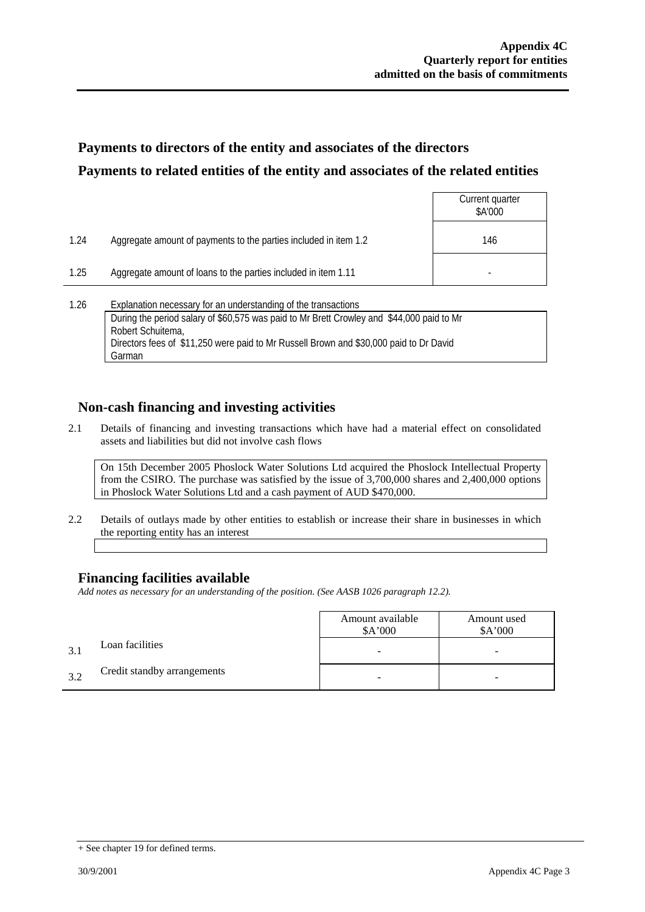## Payments to directors of the entity and associates of the directors

## Payments to related entities of the entity and associates of the related entities

| | | Current quarter $A'000 |
|---|---|---|
| 1.24 | Aggregate amount of payments to the parties included in item 1.2 | 146 |
| 1.25 | Aggregate amount of loans to the parties included in item 1.11 | - |

1.26 Explanation necessary for an understanding of the transactions

During the period salary of $60,575 was paid to Mr Brett Crowley and $44,000 paid to Mr Robert Schuitema,
Directors fees of $11,250 were paid to Mr Russell Brown and $30,000 paid to Dr David Garman

## Non-cash financing and investing activities

2.1 Details of financing and investing transactions which have had a material effect on consolidated assets and liabilities but did not involve cash flows

On 15th December 2005 Phoslock Water Solutions Ltd acquired the Phoslock Intellectual Property from the CSIRO. The purchase was satisfied by the issue of 3,700,000 shares and 2,400,000 options in Phoslock Water Solutions Ltd and a cash payment of AUD $470,000.

2.2 Details of outlays made by other entities to establish or increase their share in businesses in which the reporting entity has an interest

## Financing facilities available

*Add notes as necessary for an understanding of the position. (See AASB 1026 paragraph 12.2).*

| | | Amount available $A'000 | Amount used $A'000 |
|---|---|---|---|
| 3.1 | Loan facilities | - | - |
| 3.2 | Credit standby arrangements | - | - |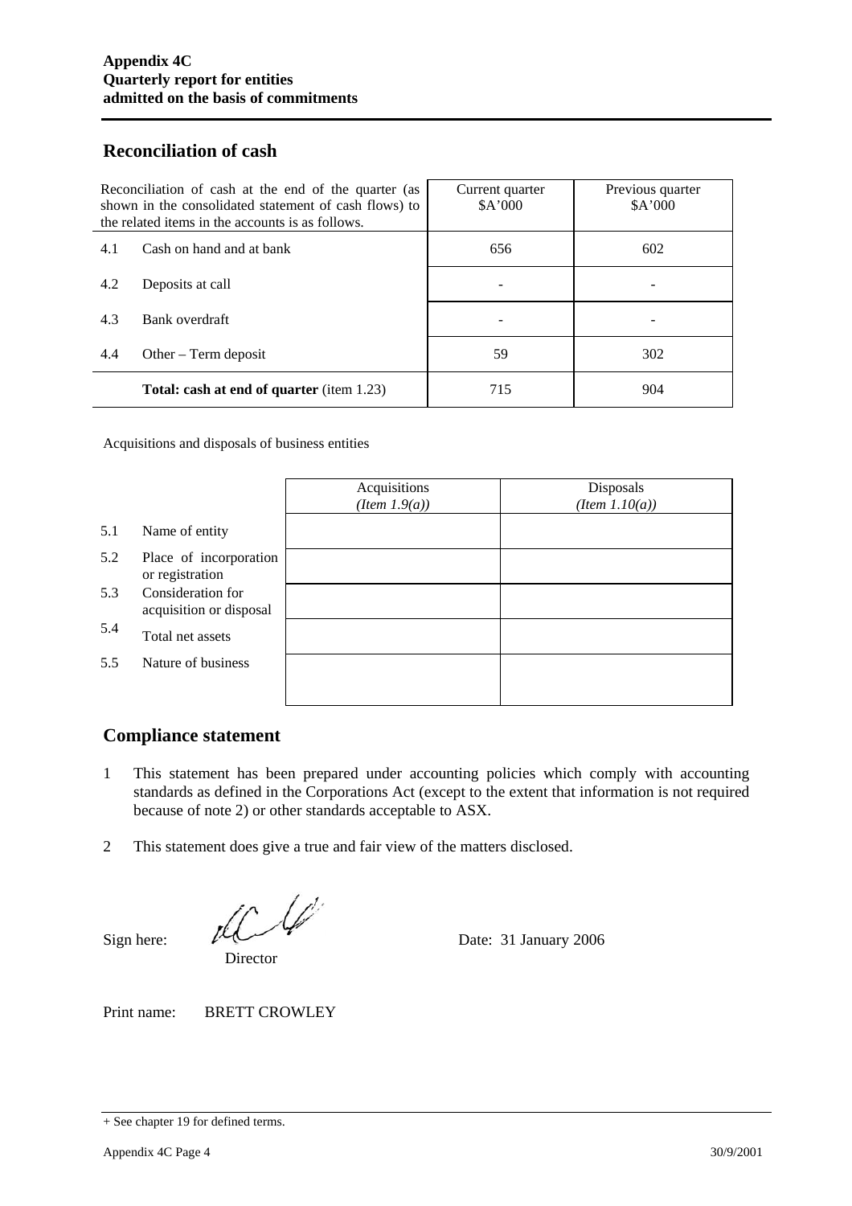## Reconciliation of cash

| Reconciliation of cash at the end of the quarter (as shown in the consolidated statement of cash flows) to the related items in the accounts is as follows. | | Current quarter $A'000 | Previous quarter $A'000 |
|---|---|---|---|
| 4.1 | Cash on hand and at bank | 656 | 602 |
| 4.2 | Deposits at call | - | - |
| 4.3 | Bank overdraft | - | - |
| 4.4 | Other – Term deposit | 59 | 302 |
| | **Total: cash at end of quarter** (item 1.23) | 715 | 904 |

Acquisitions and disposals of business entities

| | | Acquisitions *(Item 1.9(a))* | Disposals *(Item 1.10(a))* |
|---|---|---|---|
| 5.1 | Name of entity | | |
| 5.2 | Place of incorporation or registration | | |
| 5.3 | Consideration for acquisition or disposal | | |
| 5.4 | Total net assets | | |
| 5.5 | Nature of business | | |

## Compliance statement

1. This statement has been prepared under accounting policies which comply with accounting standards as defined in the Corporations Act (except to the extent that information is not required because of note 2) or other standards acceptable to ASX.

2. This statement does give a true and fair view of the matters disclosed.

Sign here: Director

Date: 31 January 2006

Print name: BRETT CROWLEY

+ See chapter 19 for defined terms.